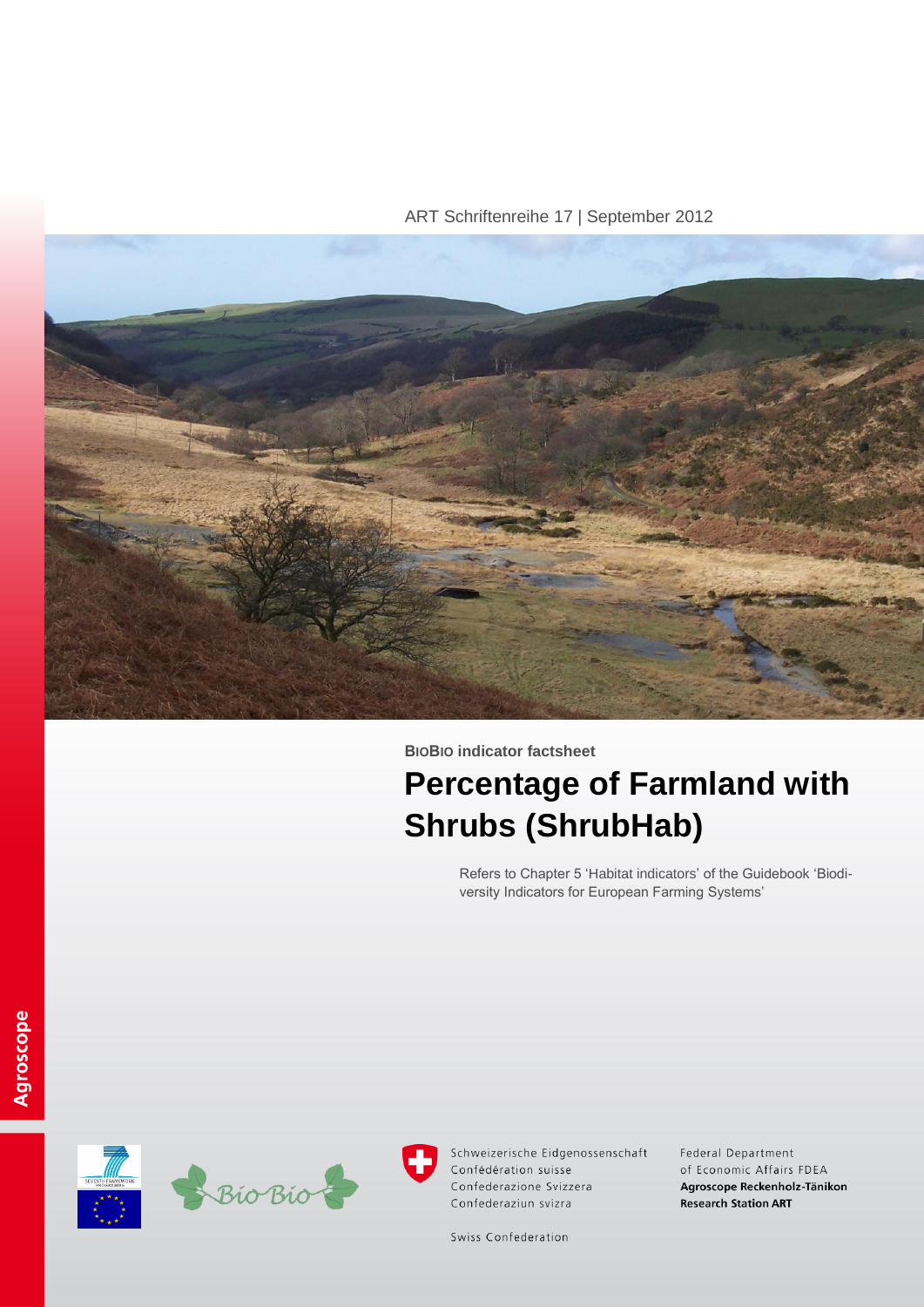ART Schriftenreihe 17 | September 2012

**BioBio indicator factsheet**

# Percentage of Farmland with Shrubs (ShrubHab)

Refers to Chapter 5 'Habitat indicators' of the Guidebook 'Biodiversity Indicators for European Farming Systems'

Agroscope

Schweizerische Eidgenossenschaft
Confédération suisse
Confederazione Svizzera
Confederaziun svizra

Swiss Confederation

Federal Department of Economic Affairs FDEA
**Agroscope Reckenholz-Tänikon Research Station ART**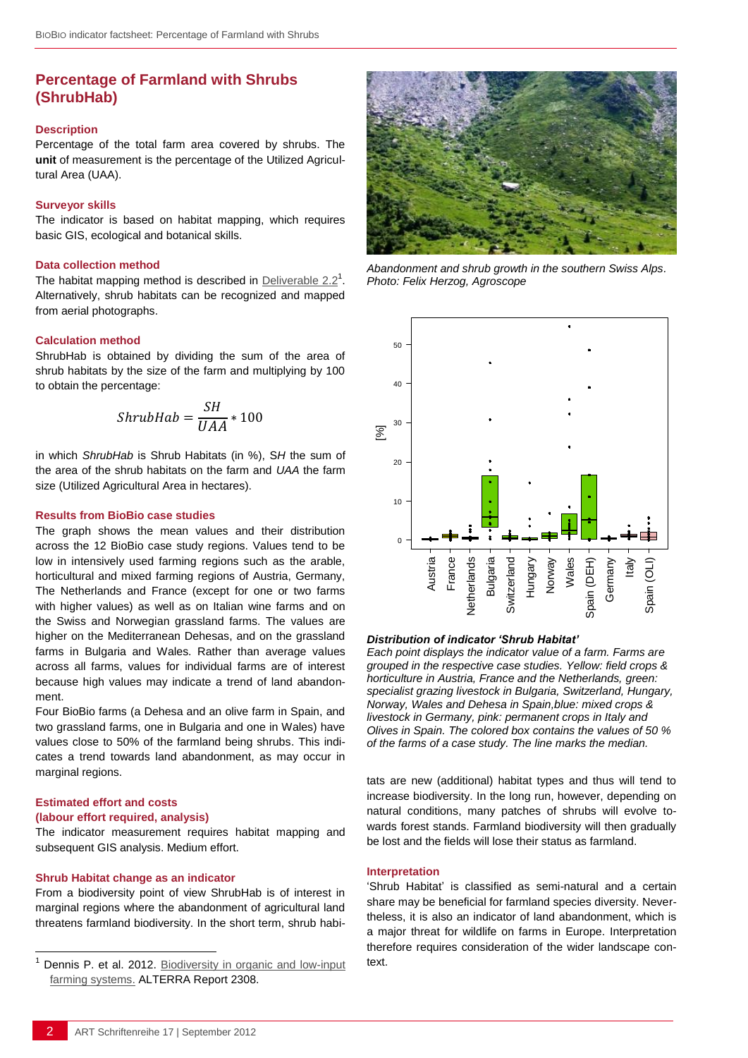## Percentage of Farmland with Shrubs (ShrubHab)

### Description

Percentage of the total farm area covered by shrubs. The **unit** of measurement is the percentage of the Utilized Agricultural Area (UAA).

### Surveyor skills

The indicator is based on habitat mapping, which requires basic GIS, ecological and botanical skills.

### Data collection method

The habitat mapping method is described in Deliverable 2.2[1]. Alternatively, shrub habitats can be recognized and mapped from aerial photographs.

### Calculation method

ShrubHab is obtained by dividing the sum of the area of shrub habitats by the size of the farm and multiplying by 100 to obtain the percentage:

$$ShrubHab = \frac{SH}{UAA} * 100$$

in which *ShrubHab* is Shrub Habitats (in %), S*H* the sum of the area of the shrub habitats on the farm and *UAA* the farm size (Utilized Agricultural Area in hectares).

### Results from BioBio case studies

The graph shows the mean values and their distribution across the 12 BioBio case study regions. Values tend to be low in intensively used farming regions such as the arable, horticultural and mixed farming regions of Austria, Germany, The Netherlands and France (except for one or two farms with higher values) as well as on Italian wine farms and on the Swiss and Norwegian grassland farms. The values are higher on the Mediterranean Dehesas, and on the grassland farms in Bulgaria and Wales. Rather than average values across all farms, values for individual farms are of interest because high values may indicate a trend of land abandonment.

Four BioBio farms (a Dehesa and an olive farm in Spain, and two grassland farms, one in Bulgaria and one in Wales) have values close to 50% of the farmland being shrubs. This indicates a trend towards land abandonment, as may occur in marginal regions.

### Estimated effort and costs (labour effort required, analysis)

The indicator measurement requires habitat mapping and subsequent GIS analysis. Medium effort.

### Shrub Habitat change as an indicator

From a biodiversity point of view ShrubHab is of interest in marginal regions where the abandonment of agricultural land threatens farmland biodiversity. In the short term, shrub habitats are new (additional) habitat types and thus will tend to increase biodiversity. In the long run, however, depending on natural conditions, many patches of shrubs will evolve towards forest stands. Farmland biodiversity will then gradually be lost and the fields will lose their status as farmland.

*Abandonment and shrub growth in the southern Swiss Alps. Photo: Felix Herzog, Agroscope*

***Distribution of indicator 'Shrub Habitat'***

*Each point displays the indicator value of a farm. Farms are grouped in the respective case studies. Yellow: field crops & horticulture in Austria, France and the Netherlands, green: specialist grazing livestock in Bulgaria, Switzerland, Hungary, Norway, Wales and Dehesa in Spain,blue: mixed crops & livestock in Germany, pink: permanent crops in Italy and Olives in Spain. The colored box contains the values of 50 % of the farms of a case study. The line marks the median.*

### Interpretation

'Shrub Habitat' is classified as semi-natural and a certain share may be beneficial for farmland species diversity. Nevertheless, it is also an indicator of land abandonment, which is a major threat for wildlife on farms in Europe. Interpretation therefore requires consideration of the wider landscape context.

---

[1] Dennis P. et al. 2012. Biodiversity in organic and low-input farming systems. ALTERRA Report 2308.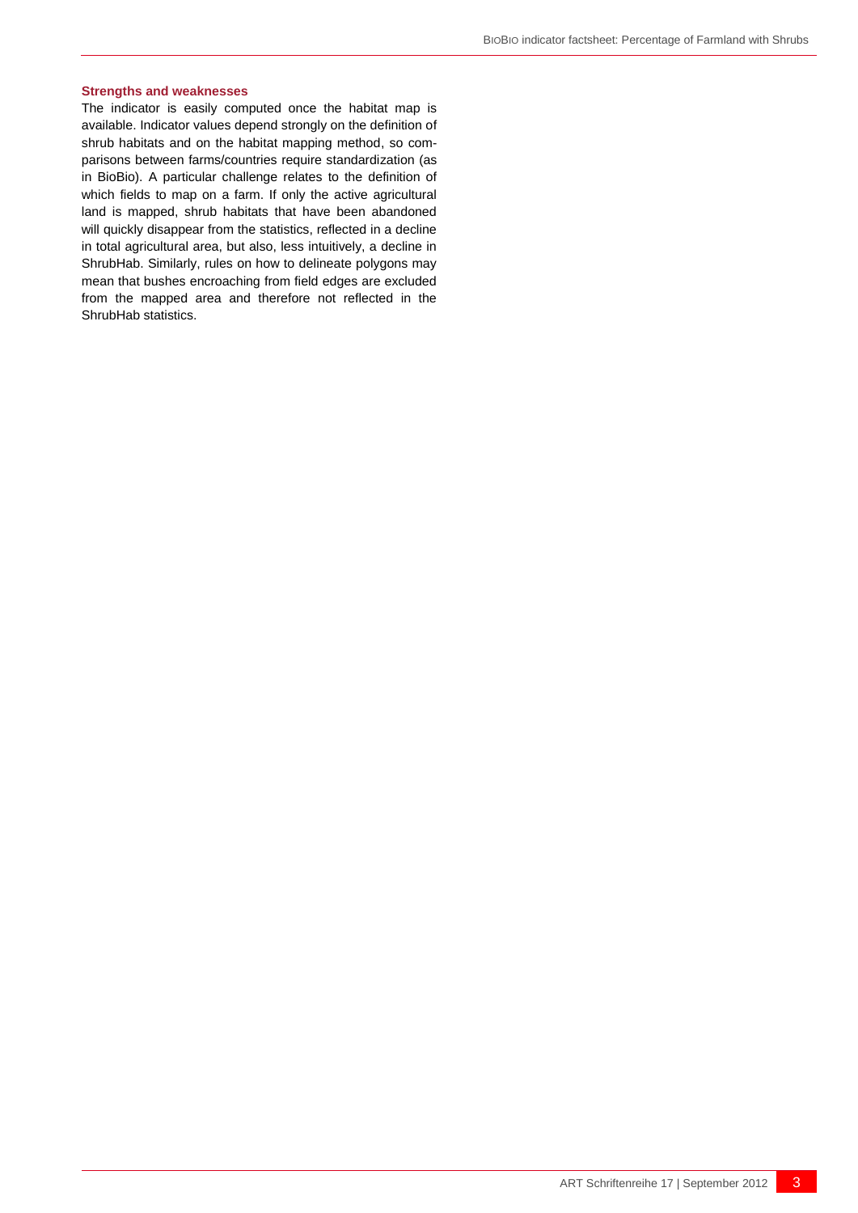### Strengths and weaknesses

The indicator is easily computed once the habitat map is available. Indicator values depend strongly on the definition of shrub habitats and on the habitat mapping method, so comparisons between farms/countries require standardization (as in BioBio). A particular challenge relates to the definition of which fields to map on a farm. If only the active agricultural land is mapped, shrub habitats that have been abandoned will quickly disappear from the statistics, reflected in a decline in total agricultural area, but also, less intuitively, a decline in ShrubHab. Similarly, rules on how to delineate polygons may mean that bushes encroaching from field edges are excluded from the mapped area and therefore not reflected in the ShrubHab statistics.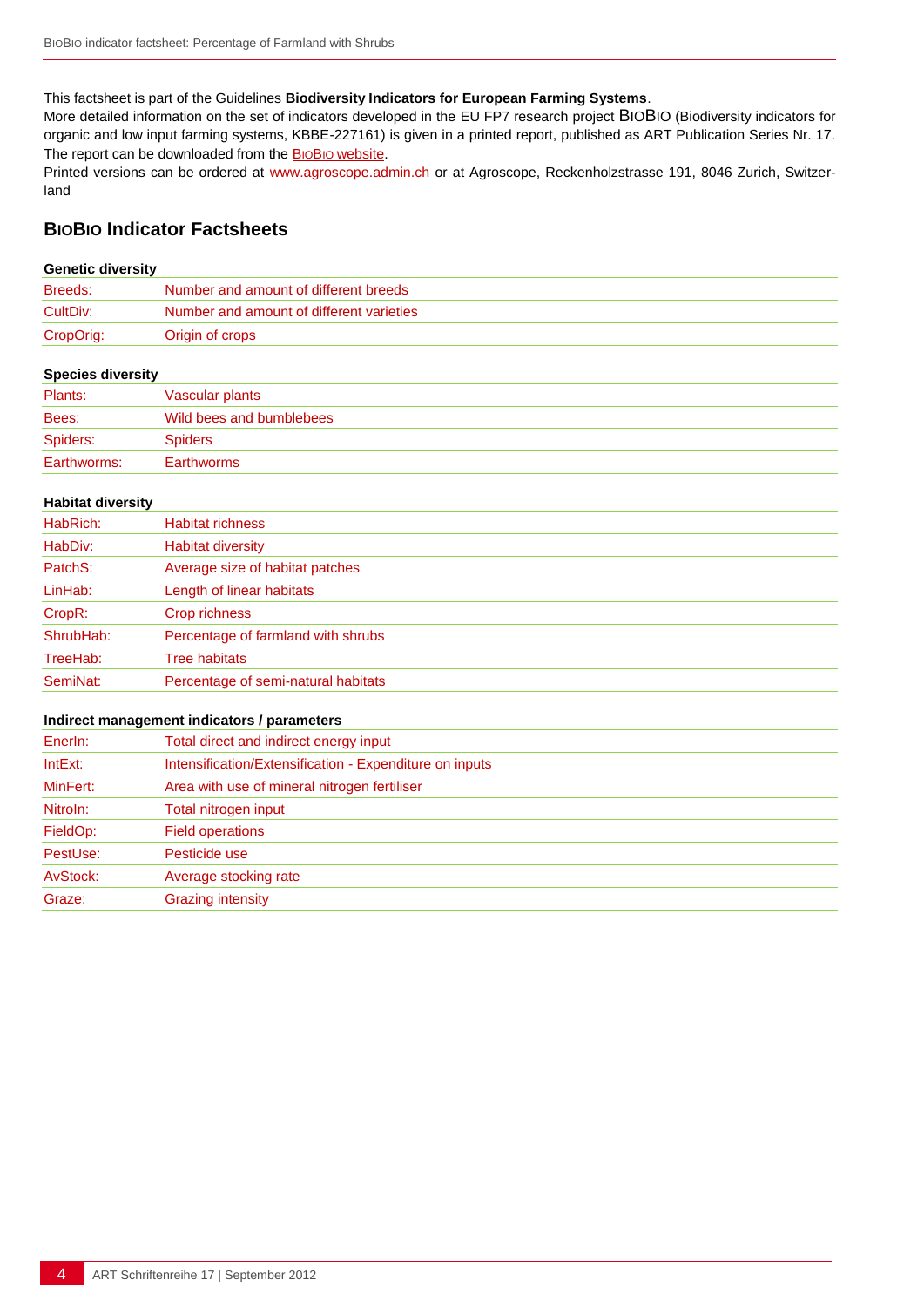This factsheet is part of the Guidelines **Biodiversity Indicators for European Farming Systems**.
More detailed information on the set of indicators developed in the EU FP7 research project BIOBIO (Biodiversity indicators for organic and low input farming systems, KBBE-227161) is given in a printed report, published as ART Publication Series Nr. 17. The report can be downloaded from the BIOBIO website.
Printed versions can be ordered at www.agroscope.admin.ch or at Agroscope, Reckenholzstrasse 191, 8046 Zurich, Switzerland

## BIOBIO Indicator Factsheets

**Genetic diversity**

| | |
|---|---|
| Breeds: | Number and amount of different breeds |
| CultDiv: | Number and amount of different varieties |
| CropOrig: | Origin of crops |

**Species diversity**

| | |
|---|---|
| Plants: | Vascular plants |
| Bees: | Wild bees and bumblebees |
| Spiders: | Spiders |
| Earthworms: | Earthworms |

**Habitat diversity**

| | |
|---|---|
| HabRich: | Habitat richness |
| HabDiv: | Habitat diversity |
| PatchS: | Average size of habitat patches |
| LinHab: | Length of linear habitats |
| CropR: | Crop richness |
| ShrubHab: | Percentage of farmland with shrubs |
| TreeHab: | Tree habitats |
| SemiNat: | Percentage of semi-natural habitats |

**Indirect management indicators / parameters**

| | |
|---|---|
| EnerIn: | Total direct and indirect energy input |
| IntExt: | Intensification/Extensification - Expenditure on inputs |
| MinFert: | Area with use of mineral nitrogen fertiliser |
| NitroIn: | Total nitrogen input |
| FieldOp: | Field operations |
| PestUse: | Pesticide use |
| AvStock: | Average stocking rate |
| Graze: | Grazing intensity |